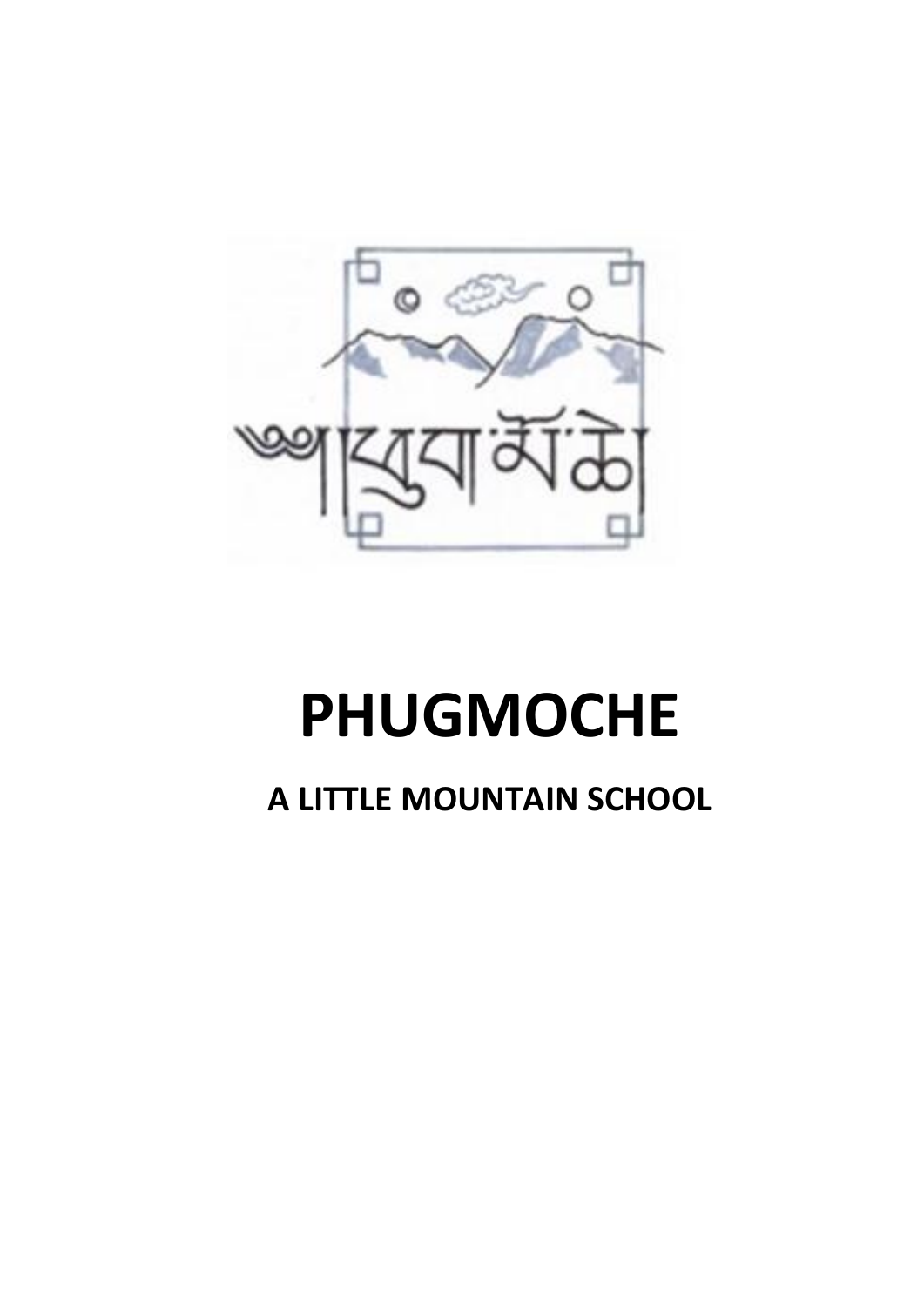# PHUGMOCHE

## A LITTLE MOUNTAIN SCHOOL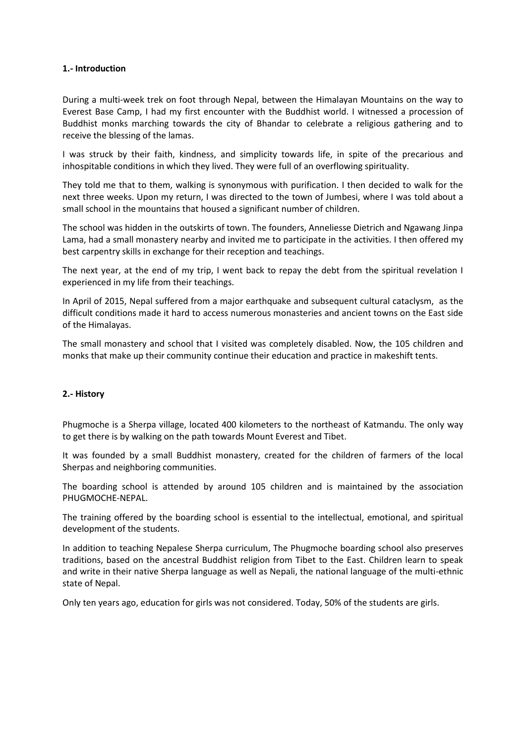## 1.- Introduction

During a multi-week trek on foot through Nepal, between the Himalayan Mountains on the way to Everest Base Camp, I had my first encounter with the Buddhist world. I witnessed a procession of Buddhist monks marching towards the city of Bhandar to celebrate a religious gathering and to receive the blessing of the lamas.

I was struck by their faith, kindness, and simplicity towards life, in spite of the precarious and inhospitable conditions in which they lived. They were full of an overflowing spirituality.

They told me that to them, walking is synonymous with purification. I then decided to walk for the next three weeks. Upon my return, I was directed to the town of Jumbesi, where I was told about a small school in the mountains that housed a significant number of children.

The school was hidden in the outskirts of town. The founders, Anneliesse Dietrich and Ngawang Jinpa Lama, had a small monastery nearby and invited me to participate in the activities. I then offered my best carpentry skills in exchange for their reception and teachings.

The next year, at the end of my trip, I went back to repay the debt from the spiritual revelation I experienced in my life from their teachings.

In April of 2015, Nepal suffered from a major earthquake and subsequent cultural cataclysm, as the difficult conditions made it hard to access numerous monasteries and ancient towns on the East side of the Himalayas.

The small monastery and school that I visited was completely disabled. Now, the 105 children and monks that make up their community continue their education and practice in makeshift tents.

## 2.- History

Phugmoche is a Sherpa village, located 400 kilometers to the northeast of Katmandu. The only way to get there is by walking on the path towards Mount Everest and Tibet.

It was founded by a small Buddhist monastery, created for the children of farmers of the local Sherpas and neighboring communities.

The boarding school is attended by around 105 children and is maintained by the association PHUGMOCHE-NEPAL.

The training offered by the boarding school is essential to the intellectual, emotional, and spiritual development of the students.

In addition to teaching Nepalese Sherpa curriculum, The Phugmoche boarding school also preserves traditions, based on the ancestral Buddhist religion from Tibet to the East. Children learn to speak and write in their native Sherpa language as well as Nepali, the national language of the multi-ethnic state of Nepal.

Only ten years ago, education for girls was not considered. Today, 50% of the students are girls.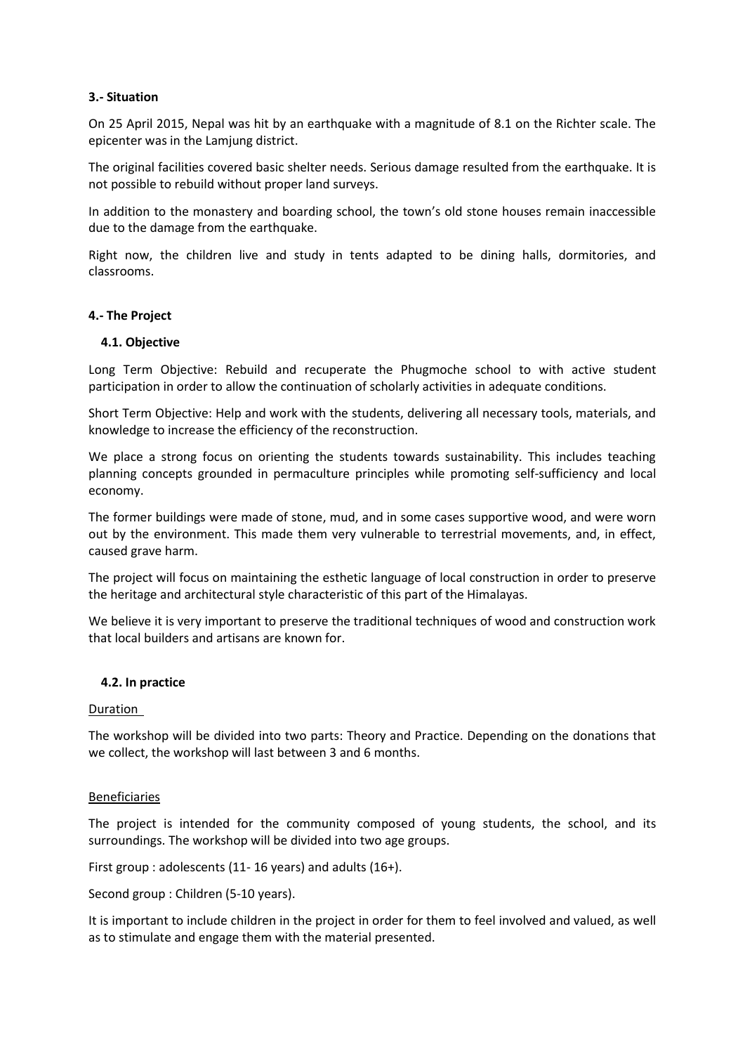### 3.- Situation

On 25 April 2015, Nepal was hit by an earthquake with a magnitude of 8.1 on the Richter scale. The epicenter was in the Lamjung district.

The original facilities covered basic shelter needs. Serious damage resulted from the earthquake. It is not possible to rebuild without proper land surveys.

In addition to the monastery and boarding school, the town's old stone houses remain inaccessible due to the damage from the earthquake.

Right now, the children live and study in tents adapted to be dining halls, dormitories, and classrooms.

### 4.- The Project

#### 4.1. Objective

Long Term Objective: Rebuild and recuperate the Phugmoche school to with active student participation in order to allow the continuation of scholarly activities in adequate conditions.

Short Term Objective: Help and work with the students, delivering all necessary tools, materials, and knowledge to increase the efficiency of the reconstruction.

We place a strong focus on orienting the students towards sustainability. This includes teaching planning concepts grounded in permaculture principles while promoting self-sufficiency and local economy.

The former buildings were made of stone, mud, and in some cases supportive wood, and were worn out by the environment. This made them very vulnerable to terrestrial movements, and, in effect, caused grave harm.

The project will focus on maintaining the esthetic language of local construction in order to preserve the heritage and architectural style characteristic of this part of the Himalayas.

We believe it is very important to preserve the traditional techniques of wood and construction work that local builders and artisans are known for.

#### 4.2. In practice

Duration

The workshop will be divided into two parts: Theory and Practice. Depending on the donations that we collect, the workshop will last between 3 and 6 months.

Beneficiaries

The project is intended for the community composed of young students, the school, and its surroundings. The workshop will be divided into two age groups.

First group : adolescents (11- 16 years) and adults (16+).

Second group : Children (5-10 years).

It is important to include children in the project in order for them to feel involved and valued, as well as to stimulate and engage them with the material presented.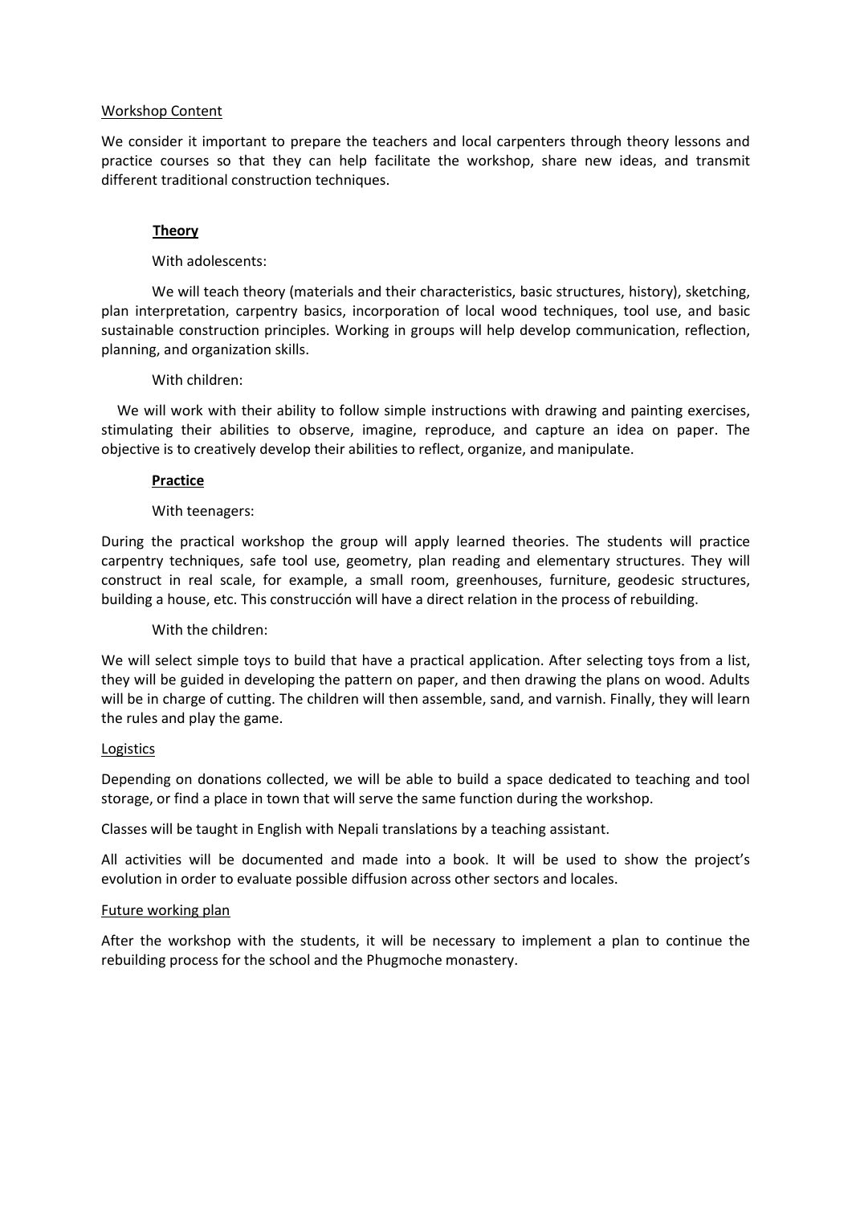## Workshop Content

We consider it important to prepare the teachers and local carpenters through theory lessons and practice courses so that they can help facilitate the workshop, share new ideas, and transmit different traditional construction techniques.

### Theory

With adolescents:

We will teach theory (materials and their characteristics, basic structures, history), sketching, plan interpretation, carpentry basics, incorporation of local wood techniques, tool use, and basic sustainable construction principles. Working in groups will help develop communication, reflection, planning, and organization skills.

With children:

We will work with their ability to follow simple instructions with drawing and painting exercises, stimulating their abilities to observe, imagine, reproduce, and capture an idea on paper. The objective is to creatively develop their abilities to reflect, organize, and manipulate.

### Practice

With teenagers:

During the practical workshop the group will apply learned theories. The students will practice carpentry techniques, safe tool use, geometry, plan reading and elementary structures. They will construct in real scale, for example, a small room, greenhouses, furniture, geodesic structures, building a house, etc. This construcción will have a direct relation in the process of rebuilding.

With the children:

We will select simple toys to build that have a practical application. After selecting toys from a list, they will be guided in developing the pattern on paper, and then drawing the plans on wood. Adults will be in charge of cutting. The children will then assemble, sand, and varnish. Finally, they will learn the rules and play the game.

## Logistics

Depending on donations collected, we will be able to build a space dedicated to teaching and tool storage, or find a place in town that will serve the same function during the workshop.

Classes will be taught in English with Nepali translations by a teaching assistant.

All activities will be documented and made into a book. It will be used to show the project's evolution in order to evaluate possible diffusion across other sectors and locales.

## Future working plan

After the workshop with the students, it will be necessary to implement a plan to continue the rebuilding process for the school and the Phugmoche monastery.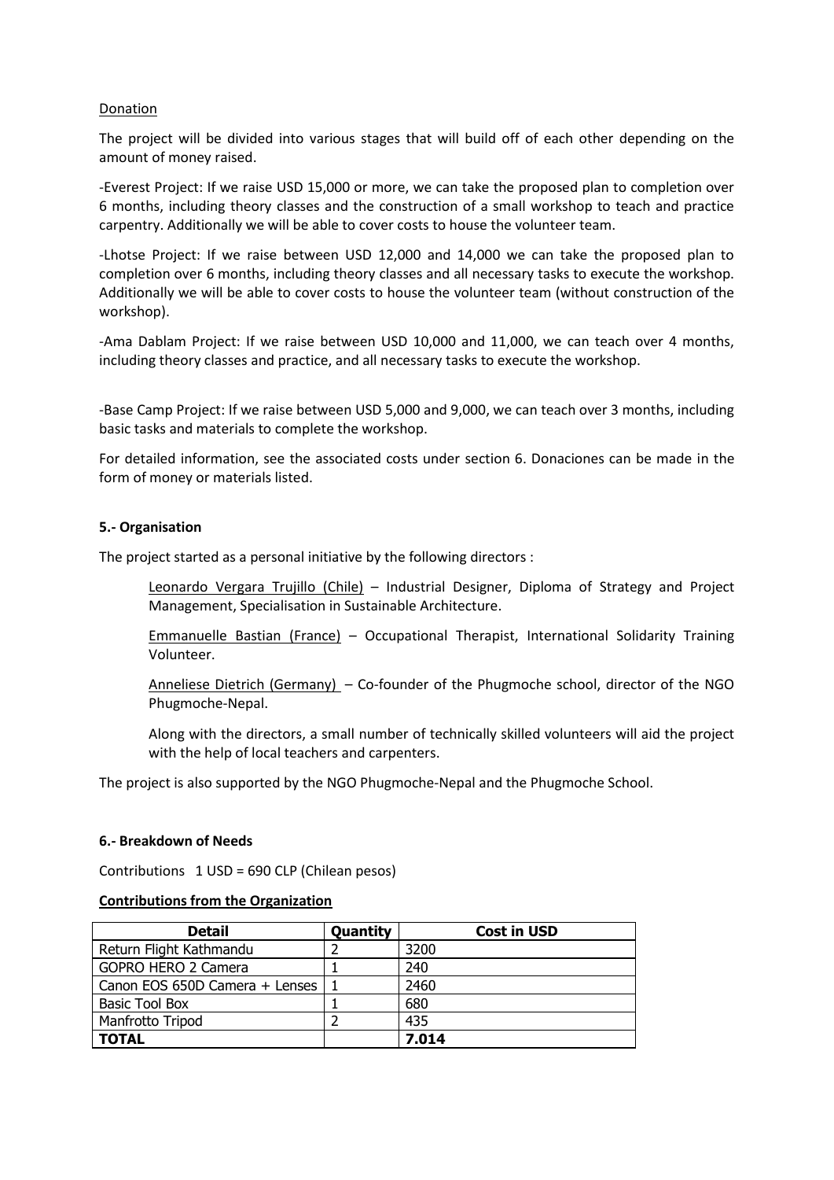Donation

The project will be divided into various stages that will build off of each other depending on the amount of money raised.

-Everest Project: If we raise USD 15,000 or more, we can take the proposed plan to completion over 6 months, including theory classes and the construction of a small workshop to teach and practice carpentry. Additionally we will be able to cover costs to house the volunteer team.

-Lhotse Project: If we raise between USD 12,000 and 14,000 we can take the proposed plan to completion over 6 months, including theory classes and all necessary tasks to execute the workshop. Additionally we will be able to cover costs to house the volunteer team (without construction of the workshop).

-Ama Dablam Project: If we raise between USD 10,000 and 11,000, we can teach over 4 months, including theory classes and practice, and all necessary tasks to execute the workshop.

-Base Camp Project: If we raise between USD 5,000 and 9,000, we can teach over 3 months, including basic tasks and materials to complete the workshop.

For detailed information, see the associated costs under section 6. Donaciones can be made in the form of money or materials listed.

### 5.- Organisation

The project started as a personal initiative by the following directors :

Leonardo Vergara Trujillo (Chile) – Industrial Designer, Diploma of Strategy and Project Management, Specialisation in Sustainable Architecture.

Emmanuelle Bastian (France) – Occupational Therapist, International Solidarity Training Volunteer.

Anneliese Dietrich (Germany) – Co-founder of the Phugmoche school, director of the NGO Phugmoche-Nepal.

Along with the directors, a small number of technically skilled volunteers will aid the project with the help of local teachers and carpenters.

The project is also supported by the NGO Phugmoche-Nepal and the Phugmoche School.

### 6.- Breakdown of Needs

Contributions 1 USD = 690 CLP (Chilean pesos)

**Contributions from the Organization**

| Detail | Quantity | Cost in USD |
|---|---|---|
| Return Flight Kathmandu | 2 | 3200 |
| GOPRO HERO 2 Camera | 1 | 240 |
| Canon EOS 650D Camera + Lenses | 1 | 2460 |
| Basic Tool Box | 1 | 680 |
| Manfrotto Tripod | 2 | 435 |
| **TOTAL** | | **7.014** |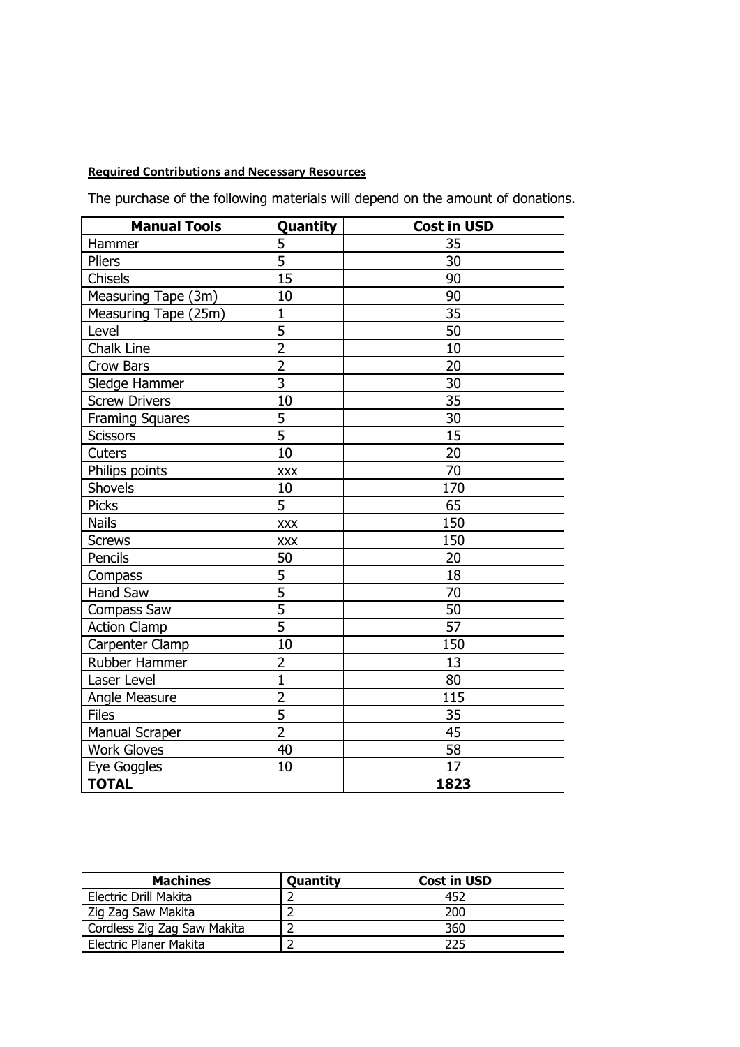**Required Contributions and Necessary Resources**

The purchase of the following materials will depend on the amount of donations.

| Manual Tools | Quantity | Cost in USD |
|---|---|---|
| Hammer | 5 | 35 |
| Pliers | 5 | 30 |
| Chisels | 15 | 90 |
| Measuring Tape (3m) | 10 | 90 |
| Measuring Tape (25m) | 1 | 35 |
| Level | 5 | 50 |
| Chalk Line | 2 | 10 |
| Crow Bars | 2 | 20 |
| Sledge Hammer | 3 | 30 |
| Screw Drivers | 10 | 35 |
| Framing Squares | 5 | 30 |
| Scissors | 5 | 15 |
| Cuters | 10 | 20 |
| Philips points | xxx | 70 |
| Shovels | 10 | 170 |
| Picks | 5 | 65 |
| Nails | xxx | 150 |
| Screws | xxx | 150 |
| Pencils | 50 | 20 |
| Compass | 5 | 18 |
| Hand Saw | 5 | 70 |
| Compass Saw | 5 | 50 |
| Action Clamp | 5 | 57 |
| Carpenter Clamp | 10 | 150 |
| Rubber Hammer | 2 | 13 |
| Laser Level | 1 | 80 |
| Angle Measure | 2 | 115 |
| Files | 5 | 35 |
| Manual Scraper | 2 | 45 |
| Work Gloves | 40 | 58 |
| Eye Goggles | 10 | 17 |
| **TOTAL** | | **1823** |

| Machines | Quantity | Cost in USD |
|---|---|---|
| Electric Drill Makita | 2 | 452 |
| Zig Zag Saw Makita | 2 | 200 |
| Cordless Zig Zag Saw Makita | 2 | 360 |
| Electric Planer Makita | 2 | 225 |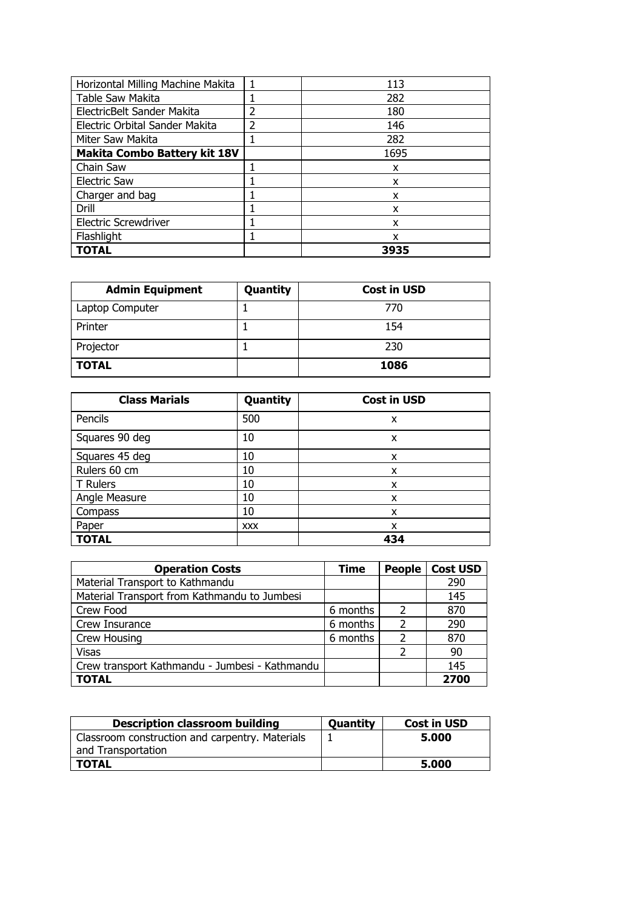| | | |
|---|---|---|
| Horizontal Milling Machine Makita | 1 | 113 |
| Table Saw Makita | 1 | 282 |
| ElectricBelt Sander Makita | 2 | 180 |
| Electric Orbital Sander Makita | 2 | 146 |
| Miter Saw Makita | 1 | 282 |
| **Makita Combo Battery kit 18V** | | 1695 |
| Chain Saw | 1 | x |
| Electric Saw | 1 | x |
| Charger and bag | 1 | x |
| Drill | 1 | x |
| Electric Screwdriver | 1 | x |
| Flashlight | 1 | x |
| **TOTAL** | | **3935** |

| Admin Equipment | Quantity | Cost in USD |
|---|---|---|
| Laptop Computer | 1 | 770 |
| Printer | 1 | 154 |
| Projector | 1 | 230 |
| **TOTAL** | | **1086** |

| Class Marials | Quantity | Cost in USD |
|---|---|---|
| Pencils | 500 | x |
| Squares 90 deg | 10 | x |
| Squares 45 deg | 10 | x |
| Rulers 60 cm | 10 | x |
| T Rulers | 10 | x |
| Angle Measure | 10 | x |
| Compass | 10 | x |
| Paper | xxx | x |
| **TOTAL** | | **434** |

| Operation Costs | Time | People | Cost USD |
|---|---|---|---|
| Material Transport to Kathmandu | | | 290 |
| Material Transport from Kathmandu to Jumbesi | | | 145 |
| Crew Food | 6 months | 2 | 870 |
| Crew Insurance | 6 months | 2 | 290 |
| Crew Housing | 6 months | 2 | 870 |
| Visas | | 2 | 90 |
| Crew transport Kathmandu - Jumbesi - Kathmandu | | | 145 |
| **TOTAL** | | | **2700** |

| Description classroom building | Quantity | Cost in USD |
|---|---|---|
| Classroom construction and carpentry. Materials and Transportation | 1 | **5.000** |
| **TOTAL** | | **5.000** |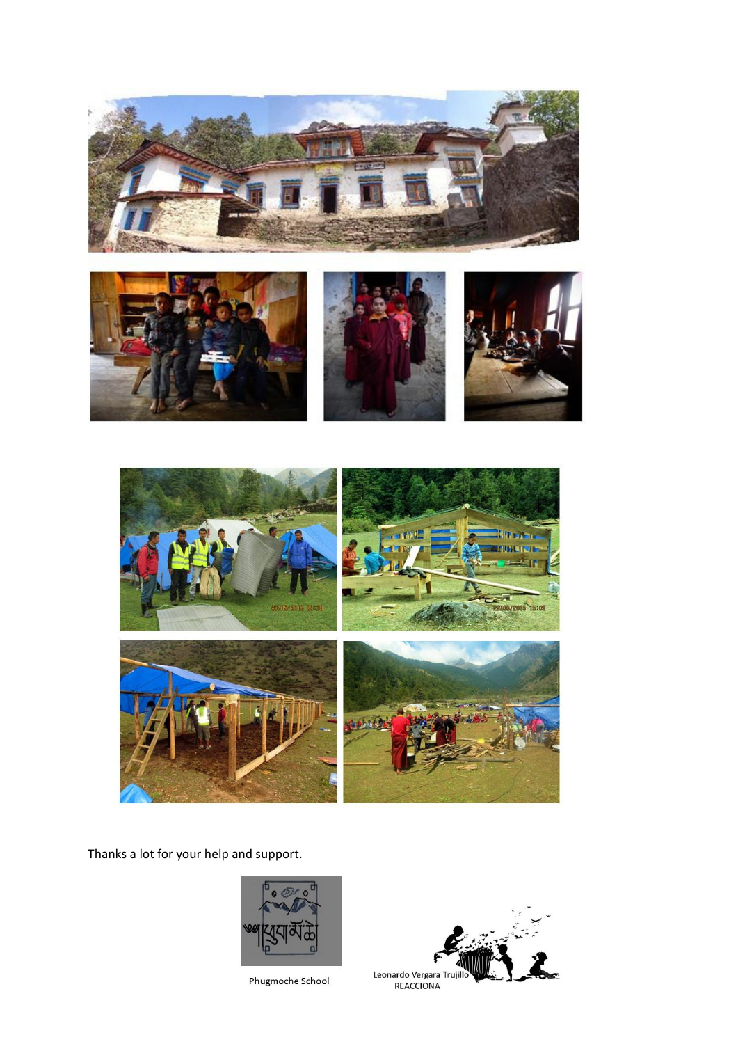Thanks a lot for your help and support.

Phugmoche School

Leonardo Vergara Trujillo
REACCIONA